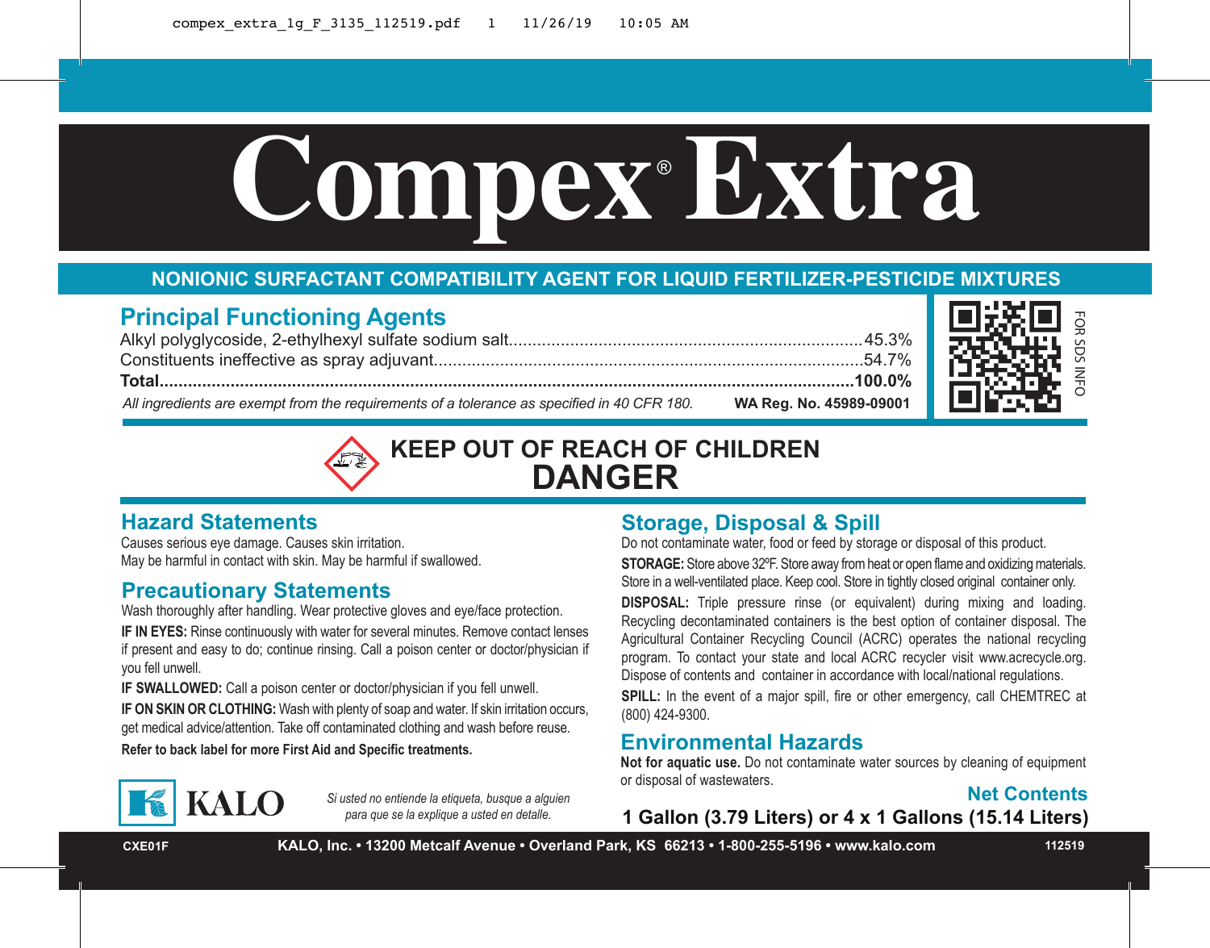# Compex® Extra

**NONIONIC SURFACTANT COMPATIBILITY AGENT FOR LIQUID FERTILIZER-PESTICIDE MIXTURES**

## Principal Functioning Agents

Alkyl polyglycoside, 2-ethylhexyl sulfate sodium salt........................................................................45.3%
Constituents ineffective as spray adjuvant........................................................................................54.7%
**Total.............................................................................................................................................100.0%**

*All ingredients are exempt from the requirements of a tolerance as specified in 40 CFR 180.* **WA Reg. No. 45989-09001**

FOR SDS INFO

**KEEP OUT OF REACH OF CHILDREN**

**DANGER**

## Hazard Statements

Causes serious eye damage. Causes skin irritation.
May be harmful in contact with skin. May be harmful if swallowed.

## Precautionary Statements

Wash thoroughly after handling. Wear protective gloves and eye/face protection.

**IF IN EYES:** Rinse continuously with water for several minutes. Remove contact lenses if present and easy to do; continue rinsing. Call a poison center or doctor/physician if you fell unwell.

**IF SWALLOWED:** Call a poison center or doctor/physician if you fell unwell.

**IF ON SKIN OR CLOTHING:** Wash with plenty of soap and water. If skin irritation occurs, get medical advice/attention. Take off contaminated clothing and wash before reuse.

**Refer to back label for more First Aid and Specific treatments.**

## Storage, Disposal & Spill

Do not contaminate water, food or feed by storage or disposal of this product.

**STORAGE:** Store above 32ºF. Store away from heat or open flame and oxidizing materials. Store in a well-ventilated place. Keep cool. Store in tightly closed original container only.

**DISPOSAL:** Triple pressure rinse (or equivalent) during mixing and loading. Recycling decontaminated containers is the best option of container disposal. The Agricultural Container Recycling Council (ACRC) operates the national recycling program. To contact your state and local ACRC recycler visit www.acrecycle.org. Dispose of contents and container in accordance with local/national regulations.

**SPILL:** In the event of a major spill, fire or other emergency, call CHEMTREC at (800) 424-9300.

## Environmental Hazards

**Not for aquatic use.** Do not contaminate water sources by cleaning of equipment or disposal of wastewaters.

KALO

*Si usted no entiende la etiqueta, busque a alguien para que se la explique a usted en detalle.*

**Net Contents**

**1 Gallon (3.79 Liters) or 4 x 1 Gallons (15.14 Liters)**

CXE01F **KALO, Inc. • 13200 Metcalf Avenue • Overland Park, KS 66213 • 1-800-255-5196 • www.kalo.com** 112519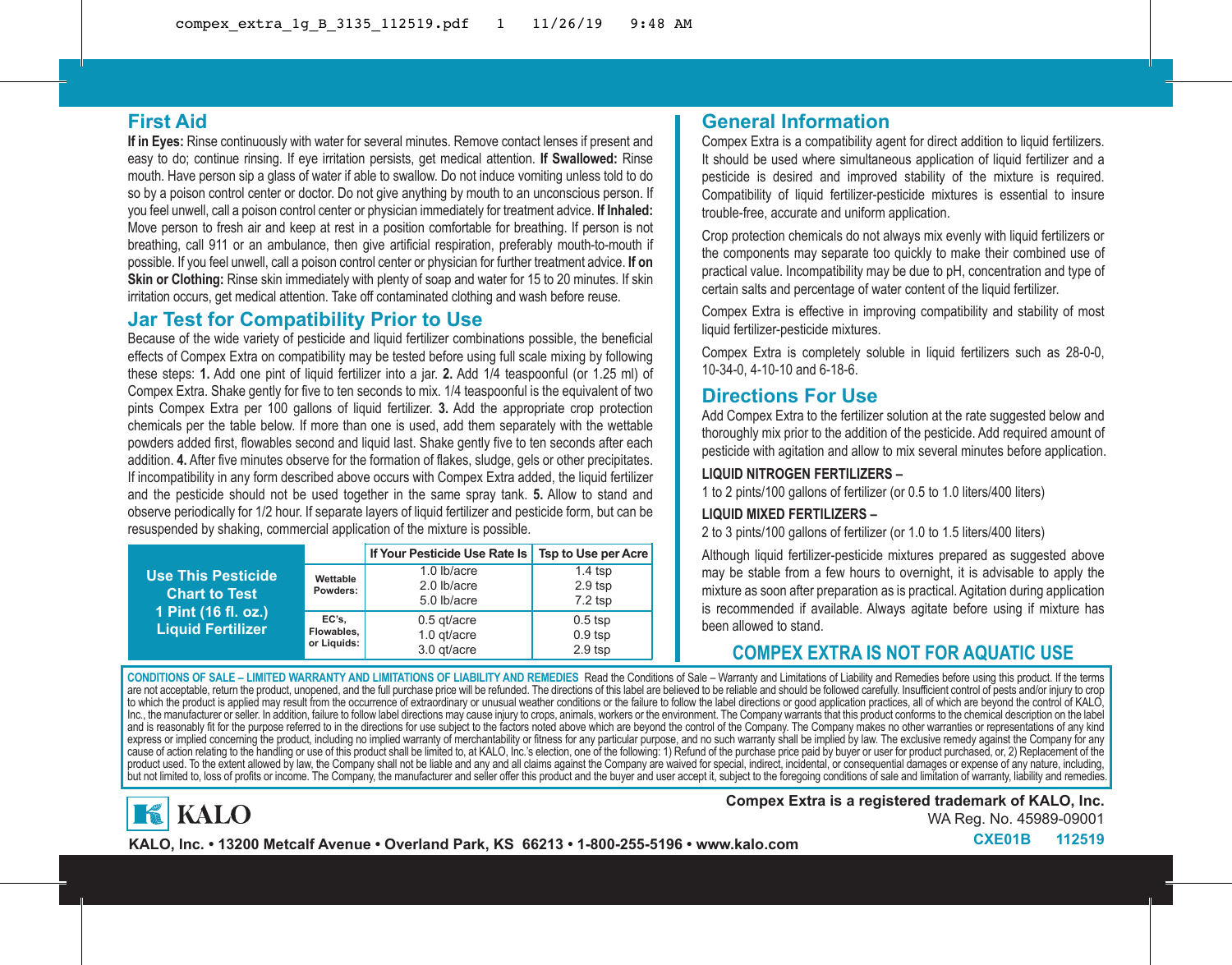## First Aid

**If in Eyes:** Rinse continuously with water for several minutes. Remove contact lenses if present and easy to do; continue rinsing. If eye irritation persists, get medical attention. **If Swallowed:** Rinse mouth. Have person sip a glass of water if able to swallow. Do not induce vomiting unless told to do so by a poison control center or doctor. Do not give anything by mouth to an unconscious person. If you feel unwell, call a poison control center or physician immediately for treatment advice. **If Inhaled:** Move person to fresh air and keep at rest in a position comfortable for breathing. If person is not breathing, call 911 or an ambulance, then give artificial respiration, preferably mouth-to-mouth if possible. If you feel unwell, call a poison control center or physician for further treatment advice. **If on Skin or Clothing:** Rinse skin immediately with plenty of soap and water for 15 to 20 minutes. If skin irritation occurs, get medical attention. Take off contaminated clothing and wash before reuse.

## Jar Test for Compatibility Prior to Use

Because of the wide variety of pesticide and liquid fertilizer combinations possible, the beneficial effects of Compex Extra on compatibility may be tested before using full scale mixing by following these steps: **1.** Add one pint of liquid fertilizer into a jar. **2.** Add 1/4 teaspoonful (or 1.25 ml) of Compex Extra. Shake gently for five to ten seconds to mix. 1/4 teaspoonful is the equivalent of two pints Compex Extra per 100 gallons of liquid fertilizer. **3.** Add the appropriate crop protection chemicals per the table below. If more than one is used, add them separately with the wettable powders added first, flowables second and liquid last. Shake gently five to ten seconds after each addition. **4.** After five minutes observe for the formation of flakes, sludge, gels or other precipitates. If incompatibility in any form described above occurs with Compex Extra added, the liquid fertilizer and the pesticide should not be used together in the same spray tank. **5.** Allow to stand and observe periodically for 1/2 hour. If separate layers of liquid fertilizer and pesticide form, but can be resuspended by shaking, commercial application of the mixture is possible.

| Use This Pesticide Chart to Test 1 Pint (16 fl. oz.) Liquid Fertilizer | | If Your Pesticide Use Rate Is | Tsp to Use per Acre |
|---|---|---|---|
| | Wettable Powders: | 1.0 lb/acre | 1.4 tsp |
| | | 2.0 lb/acre | 2.9 tsp |
| | | 5.0 lb/acre | 7.2 tsp |
| | EC's, Flowables, or Liquids: | 0.5 qt/acre | 0.5 tsp |
| | | 1.0 qt/acre | 0.9 tsp |
| | | 3.0 qt/acre | 2.9 tsp |

## General Information

Compex Extra is a compatibility agent for direct addition to liquid fertilizers. It should be used where simultaneous application of liquid fertilizer and a pesticide is desired and improved stability of the mixture is required. Compatibility of liquid fertilizer-pesticide mixtures is essential to insure trouble-free, accurate and uniform application.

Crop protection chemicals do not always mix evenly with liquid fertilizers or the components may separate too quickly to make their combined use of practical value. Incompatibility may be due to pH, concentration and type of certain salts and percentage of water content of the liquid fertilizer.

Compex Extra is effective in improving compatibility and stability of most liquid fertilizer-pesticide mixtures.

Compex Extra is completely soluble in liquid fertilizers such as 28-0-0, 10-34-0, 4-10-10 and 6-18-6.

## Directions For Use

Add Compex Extra to the fertilizer solution at the rate suggested below and thoroughly mix prior to the addition of the pesticide. Add required amount of pesticide with agitation and allow to mix several minutes before application.

**LIQUID NITROGEN FERTILIZERS –**

1 to 2 pints/100 gallons of fertilizer (or 0.5 to 1.0 liters/400 liters)

**LIQUID MIXED FERTILIZERS –**

2 to 3 pints/100 gallons of fertilizer (or 1.0 to 1.5 liters/400 liters)

Although liquid fertilizer-pesticide mixtures prepared as suggested above may be stable from a few hours to overnight, it is advisable to apply the mixture as soon after preparation as is practical. Agitation during application is recommended if available. Always agitate before using if mixture has been allowed to stand.

**COMPEX EXTRA IS NOT FOR AQUATIC USE**

**CONDITIONS OF SALE – LIMITED WARRANTY AND LIMITATIONS OF LIABILITY AND REMEDIES** Read the Conditions of Sale – Warranty and Limitations of Liability and Remedies before using this product. If the terms are not acceptable, return the product, unopened, and the full purchase price will be refunded. The directions of this label are believed to be reliable and should be followed carefully. Insufficient control of pests and/or injury to crop to which the product is applied may result from the occurrence of extraordinary or unusual weather conditions or the failure to follow the label directions or good application practices, all of which are beyond the control of KALO, Inc., the manufacturer or seller. In addition, failure to follow label directions may cause injury to crops, animals, workers or the environment. The Company warrants that this product conforms to the chemical description on the label and is reasonably fit for the purpose referred to in the directions for use subject to the factors noted above which are beyond the control of the Company. The Company makes no other warranties or representations of any kind express or implied concerning the product, including no implied warranty of merchantability or fitness for any particular purpose, and no such warranty shall be implied by law. The exclusive remedy against the Company for any cause of action relating to the handling or use of this product shall be limited to, at KALO, Inc.'s election, one of the following: 1) Refund of the purchase price paid by buyer or user for product purchased, or, 2) Replacement of the product used. To the extent allowed by law, the Company shall not be liable and any and all claims against the Company are waived for special, indirect, incidental, or consequential damages or expense of any nature, including, but not limited to, loss of profits or income. The Company, the manufacturer and seller offer this product and the buyer and user accept it, subject to the foregoing conditions of sale and limitation of warranty, liability and remedies.

KALO

**Compex Extra is a registered trademark of KALO, Inc.**

WA Reg. No. 45989-09001

**KALO, Inc. • 13200 Metcalf Avenue • Overland Park, KS 66213 • 1-800-255-5196 • www.kalo.com**

**CXE01B 112519**